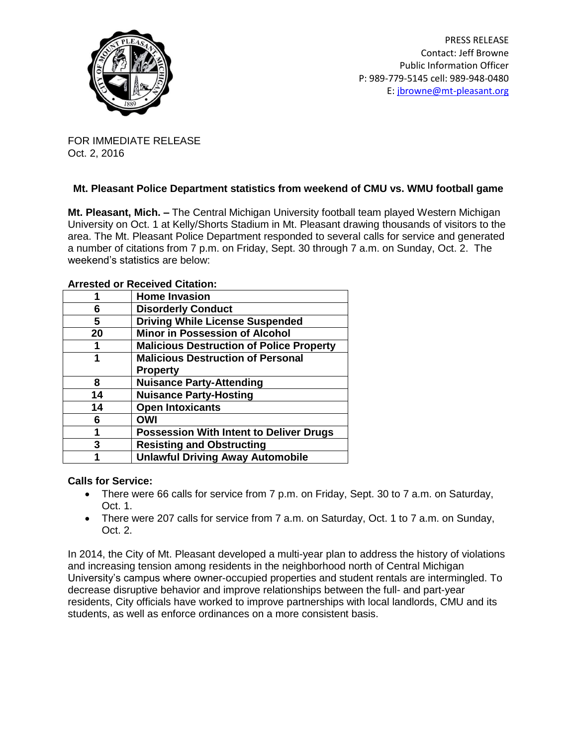PRESS RELEASE
Contact: Jeff Browne
Public Information Officer
P: 989-779-5145 cell: 989-948-0480
E: jbrowne@mt-pleasant.org

FOR IMMEDIATE RELEASE
Oct. 2, 2016

## Mt. Pleasant Police Department statistics from weekend of CMU vs. WMU football game

**Mt. Pleasant, Mich. –** The Central Michigan University football team played Western Michigan University on Oct. 1 at Kelly/Shorts Stadium in Mt. Pleasant drawing thousands of visitors to the area. The Mt. Pleasant Police Department responded to several calls for service and generated a number of citations from 7 p.m. on Friday, Sept. 30 through 7 a.m. on Sunday, Oct. 2. The weekend's statistics are below:

**Arrested or Received Citation:**

| | |
|---|---|
| **1** | **Home Invasion** |
| **6** | **Disorderly Conduct** |
| **5** | **Driving While License Suspended** |
| **20** | **Minor in Possession of Alcohol** |
| **1** | **Malicious Destruction of Police Property** |
| **1** | **Malicious Destruction of Personal Property** |
| **8** | **Nuisance Party-Attending** |
| **14** | **Nuisance Party-Hosting** |
| **14** | **Open Intoxicants** |
| **6** | **OWI** |
| **1** | **Possession With Intent to Deliver Drugs** |
| **3** | **Resisting and Obstructing** |
| **1** | **Unlawful Driving Away Automobile** |

**Calls for Service:**

- There were 66 calls for service from 7 p.m. on Friday, Sept. 30 to 7 a.m. on Saturday, Oct. 1.
- There were 207 calls for service from 7 a.m. on Saturday, Oct. 1 to 7 a.m. on Sunday, Oct. 2.

In 2014, the City of Mt. Pleasant developed a multi-year plan to address the history of violations and increasing tension among residents in the neighborhood north of Central Michigan University's campus where owner-occupied properties and student rentals are intermingled. To decrease disruptive behavior and improve relationships between the full- and part-year residents, City officials have worked to improve partnerships with local landlords, CMU and its students, as well as enforce ordinances on a more consistent basis.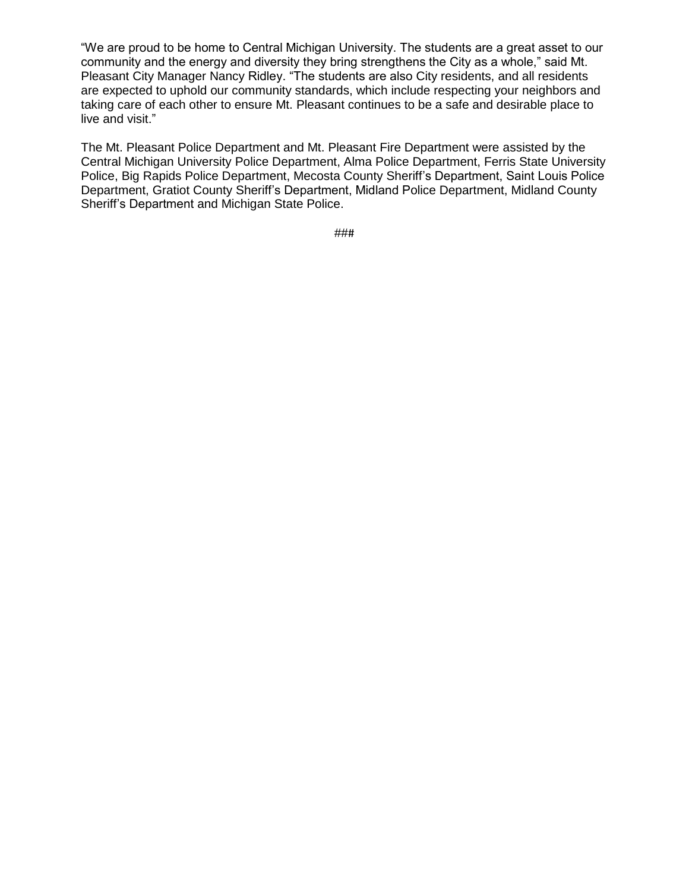"We are proud to be home to Central Michigan University. The students are a great asset to our community and the energy and diversity they bring strengthens the City as a whole," said Mt. Pleasant City Manager Nancy Ridley. "The students are also City residents, and all residents are expected to uphold our community standards, which include respecting your neighbors and taking care of each other to ensure Mt. Pleasant continues to be a safe and desirable place to live and visit."

The Mt. Pleasant Police Department and Mt. Pleasant Fire Department were assisted by the Central Michigan University Police Department, Alma Police Department, Ferris State University Police, Big Rapids Police Department, Mecosta County Sheriff's Department, Saint Louis Police Department, Gratiot County Sheriff's Department, Midland Police Department, Midland County Sheriff's Department and Michigan State Police.

###